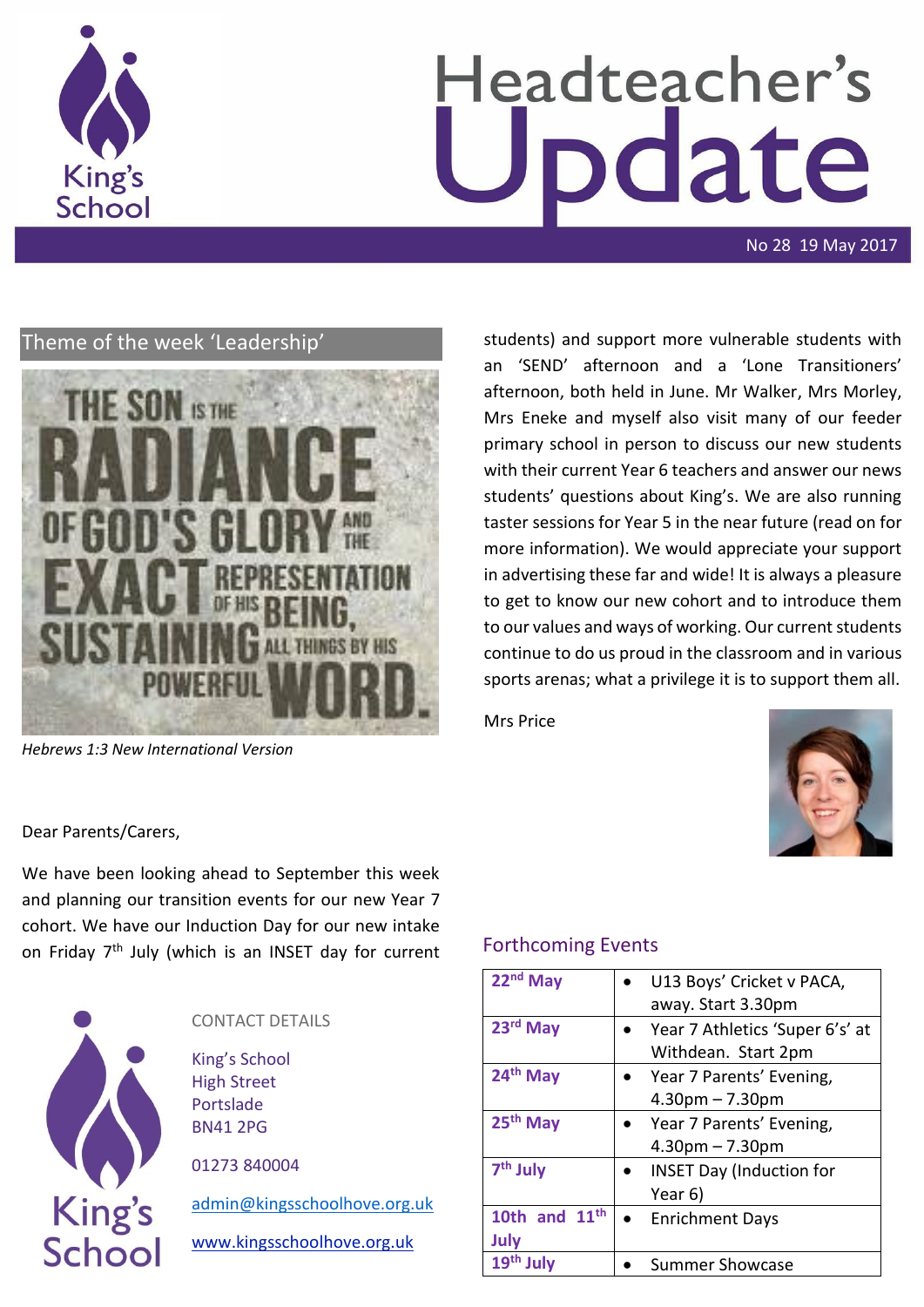# Headteacher's Update

No 28 19 May 2017

## Theme of the week 'Leadership'

THE SON IS THE RADIANCE OF GOD'S GLORY AND THE EXACT REPRESENTATION OF HIS BEING, SUSTAINING ALL THINGS BY HIS POWERFUL WORD.

*Hebrews 1:3 New International Version*

Dear Parents/Carers,

We have been looking ahead to September this week and planning our transition events for our new Year 7 cohort. We have our Induction Day for our new intake on Friday 7th July (which is an INSET day for current students) and support more vulnerable students with an 'SEND' afternoon and a 'Lone Transitioners' afternoon, both held in June. Mr Walker, Mrs Morley, Mrs Eneke and myself also visit many of our feeder primary school in person to discuss our new students with their current Year 6 teachers and answer our news students' questions about King's. We are also running taster sessions for Year 5 in the near future (read on for more information). We would appreciate your support in advertising these far and wide! It is always a pleasure to get to know our new cohort and to introduce them to our values and ways of working. Our current students continue to do us proud in the classroom and in various sports arenas; what a privilege it is to support them all.

Mrs Price

CONTACT DETAILS

King's School
High Street
Portslade
BN41 2PG

01273 840004

admin@kingsschoolhove.org.uk

www.kingsschoolhove.org.uk

## Forthcoming Events

| Date | Event |
|---|---|
| 22nd May | • U13 Boys' Cricket v PACA, away. Start 3.30pm |
| 23rd May | • Year 7 Athletics 'Super 6's' at Withdean. Start 2pm |
| 24th May | • Year 7 Parents' Evening, 4.30pm – 7.30pm |
| 25th May | • Year 7 Parents' Evening, 4.30pm – 7.30pm |
| 7th July | • INSET Day (Induction for Year 6) |
| 10th and 11th July | • Enrichment Days |
| 19th July | • Summer Showcase |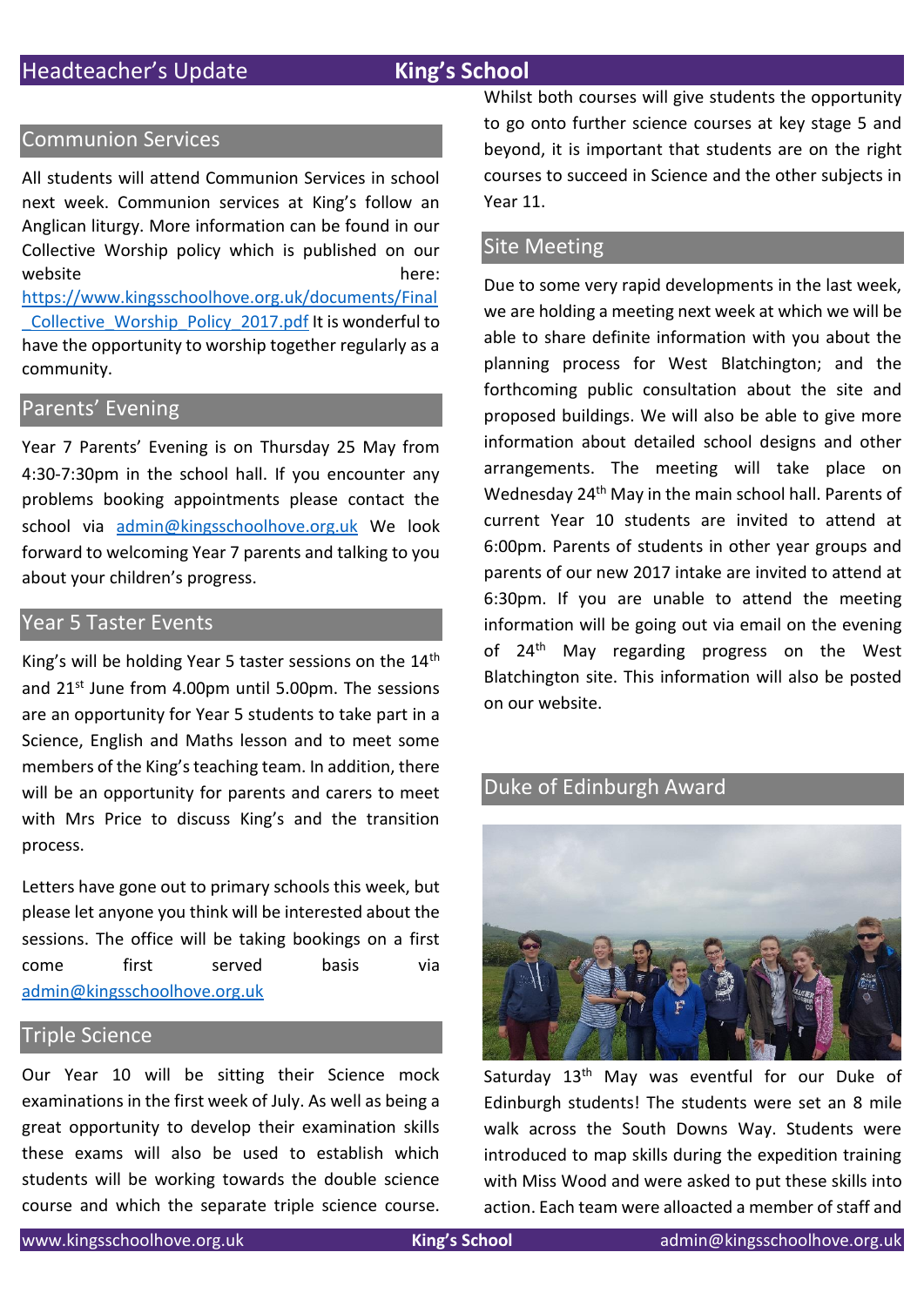## Communion Services

All students will attend Communion Services in school next week. Communion services at King's follow an Anglican liturgy. More information can be found in our Collective Worship policy which is published on our website here: https://www.kingsschoolhove.org.uk/documents/Final_Collective_Worship_Policy_2017.pdf It is wonderful to have the opportunity to worship together regularly as a community.

## Parents' Evening

Year 7 Parents' Evening is on Thursday 25 May from 4:30-7:30pm in the school hall. If you encounter any problems booking appointments please contact the school via admin@kingsschoolhove.org.uk We look forward to welcoming Year 7 parents and talking to you about your children's progress.

## Year 5 Taster Events

King's will be holding Year 5 taster sessions on the 14th and 21st June from 4.00pm until 5.00pm. The sessions are an opportunity for Year 5 students to take part in a Science, English and Maths lesson and to meet some members of the King's teaching team. In addition, there will be an opportunity for parents and carers to meet with Mrs Price to discuss King's and the transition process.

Letters have gone out to primary schools this week, but please let anyone you think will be interested about the sessions. The office will be taking bookings on a first come first served basis via admin@kingsschoolhove.org.uk

## Triple Science

Our Year 10 will be sitting their Science mock examinations in the first week of July. As well as being a great opportunity to develop their examination skills these exams will also be used to establish which students will be working towards the double science course and which the separate triple science course. Whilst both courses will give students the opportunity to go onto further science courses at key stage 5 and beyond, it is important that students are on the right courses to succeed in Science and the other subjects in Year 11.

## Site Meeting

Due to some very rapid developments in the last week, we are holding a meeting next week at which we will be able to share definite information with you about the planning process for West Blatchington; and the forthcoming public consultation about the site and proposed buildings. We will also be able to give more information about detailed school designs and other arrangements. The meeting will take place on Wednesday 24th May in the main school hall. Parents of current Year 10 students are invited to attend at 6:00pm. Parents of students in other year groups and parents of our new 2017 intake are invited to attend at 6:30pm. If you are unable to attend the meeting information will be going out via email on the evening of 24th May regarding progress on the West Blatchington site. This information will also be posted on our website.

## Duke of Edinburgh Award

Saturday 13th May was eventful for our Duke of Edinburgh students! The students were set an 8 mile walk across the South Downs Way. Students were introduced to map skills during the expedition training with Miss Wood and were asked to put these skills into action. Each team were alloacted a member of staff and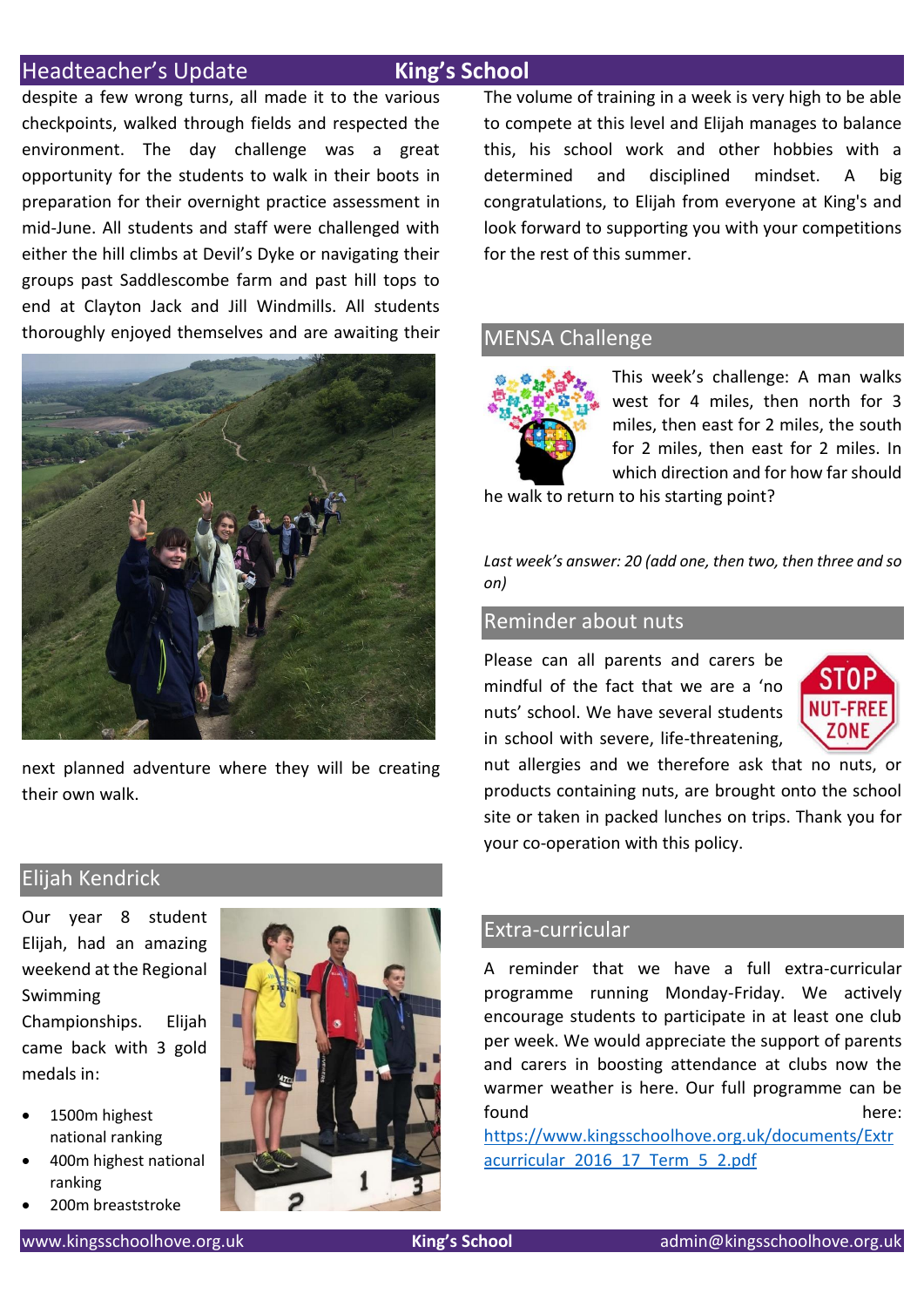despite a few wrong turns, all made it to the various checkpoints, walked through fields and respected the environment. The day challenge was a great opportunity for the students to walk in their boots in preparation for their overnight practice assessment in mid-June. All students and staff were challenged with either the hill climbs at Devil's Dyke or navigating their groups past Saddlescombe farm and past hill tops to end at Clayton Jack and Jill Windmills. All students thoroughly enjoyed themselves and are awaiting their next planned adventure where they will be creating their own walk.

## Elijah Kendrick

Our year 8 student Elijah, had an amazing weekend at the Regional Swimming Championships. Elijah came back with 3 gold medals in:

- 1500m highest national ranking
- 400m highest national ranking
- 200m breaststroke

The volume of training in a week is very high to be able to compete at this level and Elijah manages to balance this, his school work and other hobbies with a determined and disciplined mindset. A big congratulations, to Elijah from everyone at King's and look forward to supporting you with your competitions for the rest of this summer.

## MENSA Challenge

This week's challenge: A man walks west for 4 miles, then north for 3 miles, then east for 2 miles, the south for 2 miles, then east for 2 miles. In which direction and for how far should he walk to return to his starting point?

*Last week's answer: 20 (add one, then two, then three and so on)*

## Reminder about nuts

Please can all parents and carers be mindful of the fact that we are a 'no nuts' school. We have several students in school with severe, life-threatening, nut allergies and we therefore ask that no nuts, or products containing nuts, are brought onto the school site or taken in packed lunches on trips. Thank you for your co-operation with this policy.

## Extra-curricular

A reminder that we have a full extra-curricular programme running Monday-Friday. We actively encourage students to participate in at least one club per week. We would appreciate the support of parents and carers in boosting attendance at clubs now the warmer weather is here. Our full programme can be found here: https://www.kingsschoolhove.org.uk/documents/Extracurricular_2016_17_Term_5_2.pdf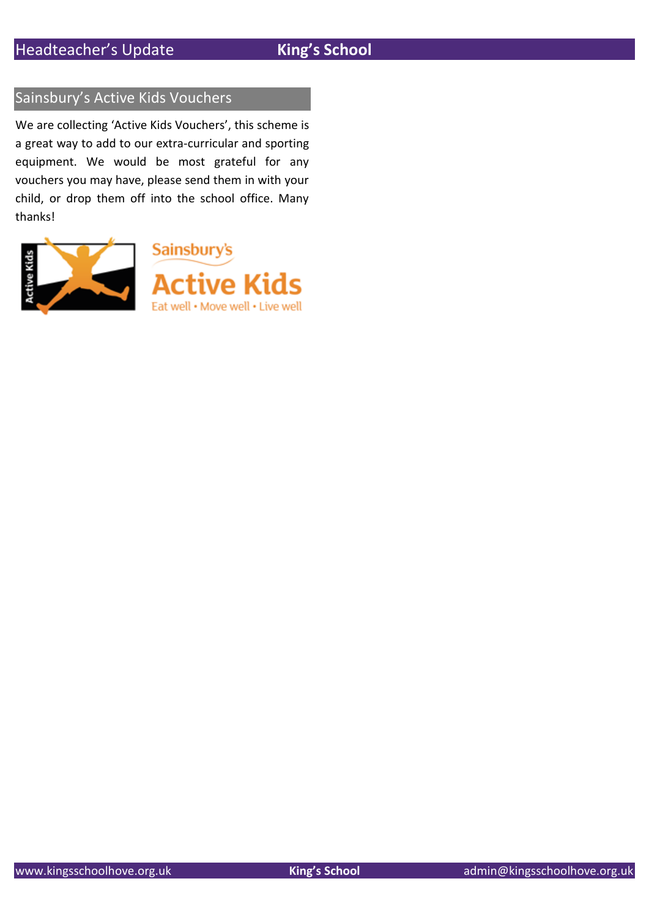## Sainsbury's Active Kids Vouchers

We are collecting 'Active Kids Vouchers', this scheme is a great way to add to our extra-curricular and sporting equipment. We would be most grateful for any vouchers you may have, please send them in with your child, or drop them off into the school office. Many thanks!